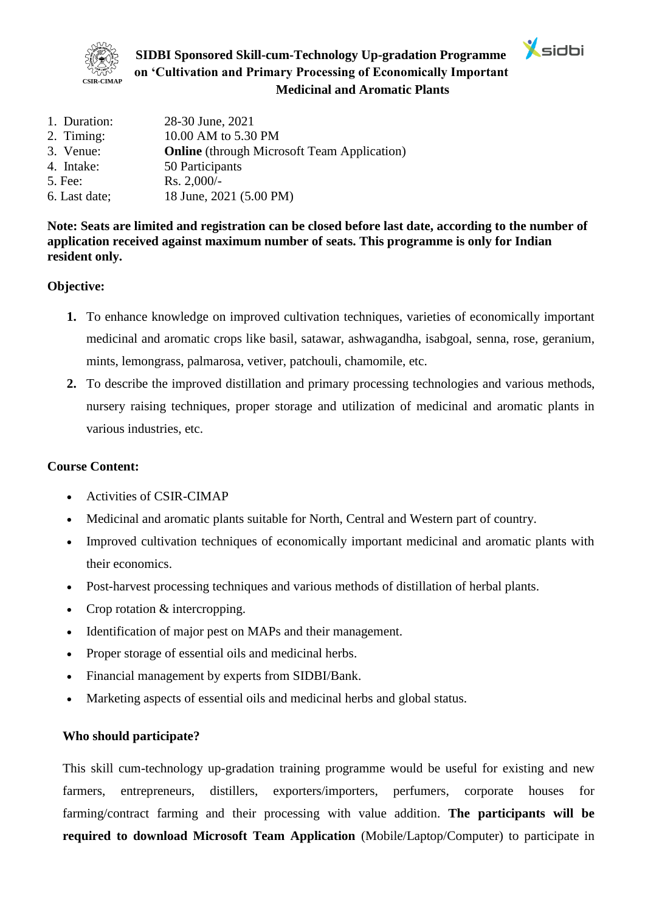CSIR-CIMAP

# SIDBI Sponsored Skill-cum-Technology Up-gradation Programme on 'Cultivation and Primary Processing of Economically Important Medicinal and Aromatic Plants

1. Duration: 28-30 June, 2021
2. Timing: 10.00 AM to 5.30 PM
3. Venue: **Online** (through Microsoft Team Application)
4. Intake: 50 Participants
5. Fee: Rs. 2,000/-
6. Last date; 18 June, 2021 (5.00 PM)

**Note: Seats are limited and registration can be closed before last date, according to the number of application received against maximum number of seats. This programme is only for Indian resident only.**

**Objective:**

1. To enhance knowledge on improved cultivation techniques, varieties of economically important medicinal and aromatic crops like basil, satawar, ashwagandha, isabgoal, senna, rose, geranium, mints, lemongrass, palmarosa, vetiver, patchouli, chamomile, etc.
2. To describe the improved distillation and primary processing technologies and various methods, nursery raising techniques, proper storage and utilization of medicinal and aromatic plants in various industries, etc.

**Course Content:**

- Activities of CSIR-CIMAP
- Medicinal and aromatic plants suitable for North, Central and Western part of country.
- Improved cultivation techniques of economically important medicinal and aromatic plants with their economics.
- Post-harvest processing techniques and various methods of distillation of herbal plants.
- Crop rotation & intercropping.
- Identification of major pest on MAPs and their management.
- Proper storage of essential oils and medicinal herbs.
- Financial management by experts from SIDBI/Bank.
- Marketing aspects of essential oils and medicinal herbs and global status.

**Who should participate?**

This skill cum-technology up-gradation training programme would be useful for existing and new farmers, entrepreneurs, distillers, exporters/importers, perfumers, corporate houses for farming/contract farming and their processing with value addition. **The participants will be required to download Microsoft Team Application** (Mobile/Laptop/Computer) to participate in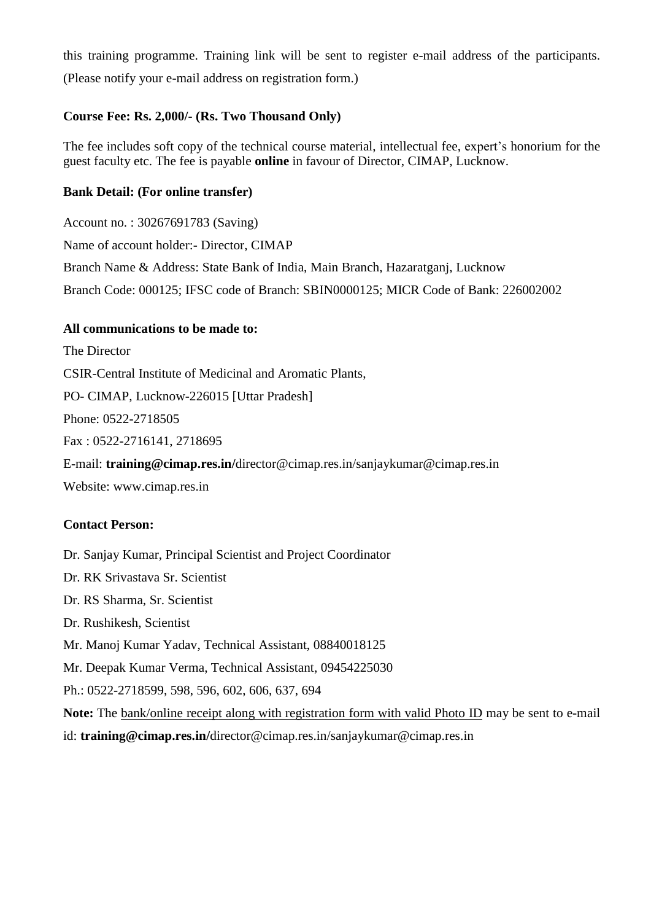this training programme. Training link will be sent to register e-mail address of the participants. (Please notify your e-mail address on registration form.)

**Course Fee: Rs. 2,000/- (Rs. Two Thousand Only)**

The fee includes soft copy of the technical course material, intellectual fee, expert's honorium for the guest faculty etc. The fee is payable **online** in favour of Director, CIMAP, Lucknow.

**Bank Detail: (For online transfer)**

Account no. : 30267691783 (Saving)

Name of account holder:- Director, CIMAP

Branch Name & Address: State Bank of India, Main Branch, Hazaratganj, Lucknow

Branch Code: 000125; IFSC code of Branch: SBIN0000125; MICR Code of Bank: 226002002

**All communications to be made to:**

The Director

CSIR-Central Institute of Medicinal and Aromatic Plants,

PO- CIMAP, Lucknow-226015 [Uttar Pradesh]

Phone: 0522-2718505

Fax : 0522-2716141, 2718695

E-mail: **training@cimap.res.in/**director@cimap.res.in/sanjaykumar@cimap.res.in

Website: www.cimap.res.in

**Contact Person:**

Dr. Sanjay Kumar, Principal Scientist and Project Coordinator

Dr. RK Srivastava Sr. Scientist

Dr. RS Sharma, Sr. Scientist

Dr. Rushikesh, Scientist

Mr. Manoj Kumar Yadav, Technical Assistant, 08840018125

Mr. Deepak Kumar Verma, Technical Assistant, 09454225030

Ph.: 0522-2718599, 598, 596, 602, 606, 637, 694

**Note:** The bank/online receipt along with registration form with valid Photo ID may be sent to e-mail id: **training@cimap.res.in/**director@cimap.res.in/sanjaykumar@cimap.res.in